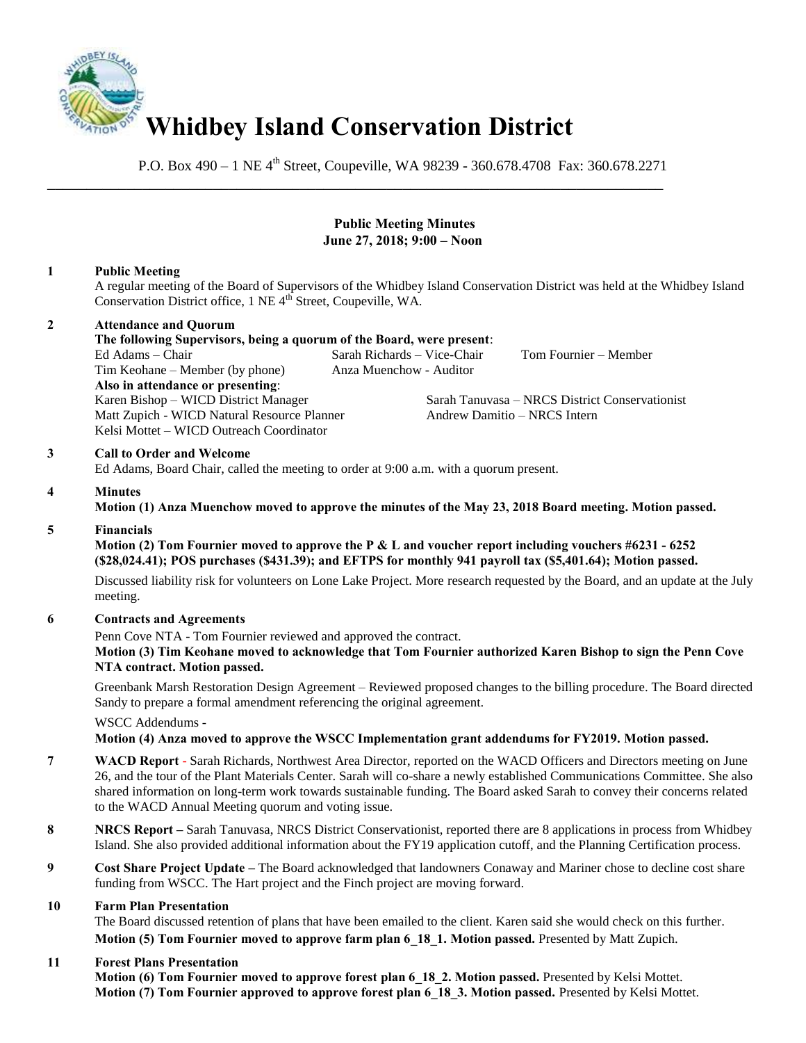# Whidbey Island Conservation District

P.O. Box 490 – 1 NE 4th Street, Coupeville, WA 98239 - 360.678.4708 Fax: 360.678.2271

---

**Public Meeting Minutes**
**June 27, 2018; 9:00 – Noon**

**1 Public Meeting**

A regular meeting of the Board of Supervisors of the Whidbey Island Conservation District was held at the Whidbey Island Conservation District office, 1 NE 4th Street, Coupeville, WA.

**2 Attendance and Quorum**

**The following Supervisors, being a quorum of the Board, were present**:
Ed Adams – Chair
Sarah Richards – Vice-Chair
Tom Fournier – Member
Tim Keohane – Member (by phone)
Anza Muenchow - Auditor

**Also in attendance or presenting**:
Karen Bishop – WICD District Manager
Sarah Tanuvasa – NRCS District Conservationist
Matt Zupich - WICD Natural Resource Planner
Andrew Damitio – NRCS Intern
Kelsi Mottet – WICD Outreach Coordinator

**3 Call to Order and Welcome**

Ed Adams, Board Chair, called the meeting to order at 9:00 a.m. with a quorum present.

**4 Minutes**

**Motion (1) Anza Muenchow moved to approve the minutes of the May 23, 2018 Board meeting. Motion passed.**

**5 Financials**

**Motion (2) Tom Fournier moved to approve the P & L and voucher report including vouchers #6231 - 6252 ($28,024.41); POS purchases ($431.39); and EFTPS for monthly 941 payroll tax ($5,401.64); Motion passed.**

Discussed liability risk for volunteers on Lone Lake Project. More research requested by the Board, and an update at the July meeting.

**6 Contracts and Agreements**

Penn Cove NTA - Tom Fournier reviewed and approved the contract.

**Motion (3) Tim Keohane moved to acknowledge that Tom Fournier authorized Karen Bishop to sign the Penn Cove NTA contract. Motion passed.**

Greenbank Marsh Restoration Design Agreement – Reviewed proposed changes to the billing procedure. The Board directed Sandy to prepare a formal amendment referencing the original agreement.

WSCC Addendums -

**Motion (4) Anza moved to approve the WSCC Implementation grant addendums for FY2019. Motion passed.**

**7 WACD Report** - Sarah Richards, Northwest Area Director, reported on the WACD Officers and Directors meeting on June 26, and the tour of the Plant Materials Center. Sarah will co-share a newly established Communications Committee. She also shared information on long-term work towards sustainable funding. The Board asked Sarah to convey their concerns related to the WACD Annual Meeting quorum and voting issue.

**8 NRCS Report –** Sarah Tanuvasa, NRCS District Conservationist, reported there are 8 applications in process from Whidbey Island. She also provided additional information about the FY19 application cutoff, and the Planning Certification process.

**9 Cost Share Project Update –** The Board acknowledged that landowners Conaway and Mariner chose to decline cost share funding from WSCC. The Hart project and the Finch project are moving forward.

**10 Farm Plan Presentation**

The Board discussed retention of plans that have been emailed to the client. Karen said she would check on this further.

**Motion (5) Tom Fournier moved to approve farm plan 6_18_1. Motion passed.** Presented by Matt Zupich.

**11 Forest Plans Presentation**

**Motion (6) Tom Fournier moved to approve forest plan 6_18_2. Motion passed.** Presented by Kelsi Mottet.
**Motion (7) Tom Fournier approved to approve forest plan 6_18_3. Motion passed.** Presented by Kelsi Mottet.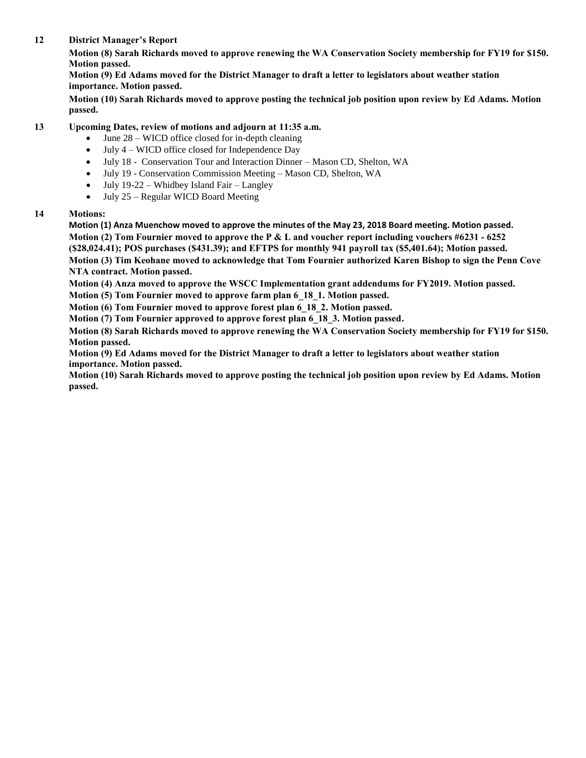**12 District Manager's Report**

**Motion (8) Sarah Richards moved to approve renewing the WA Conservation Society membership for FY19 for $150. Motion passed.**

**Motion (9) Ed Adams moved for the District Manager to draft a letter to legislators about weather station importance. Motion passed.**

**Motion (10) Sarah Richards moved to approve posting the technical job position upon review by Ed Adams. Motion passed.**

**13 Upcoming Dates, review of motions and adjourn at 11:35 a.m.**

- June 28 – WICD office closed for in-depth cleaning
- July 4 – WICD office closed for Independence Day
- July 18 - Conservation Tour and Interaction Dinner – Mason CD, Shelton, WA
- July 19 - Conservation Commission Meeting – Mason CD, Shelton, WA
- July 19-22 – Whidbey Island Fair – Langley
- July 25 – Regular WICD Board Meeting

**14 Motions:**

**Motion (1) Anza Muenchow moved to approve the minutes of the May 23, 2018 Board meeting. Motion passed.**

**Motion (2) Tom Fournier moved to approve the P & L and voucher report including vouchers #6231 - 6252 ($28,024.41); POS purchases ($431.39); and EFTPS for monthly 941 payroll tax ($5,401.64); Motion passed.**

**Motion (3) Tim Keohane moved to acknowledge that Tom Fournier authorized Karen Bishop to sign the Penn Cove NTA contract. Motion passed.**

**Motion (4) Anza moved to approve the WSCC Implementation grant addendums for FY2019. Motion passed.**

**Motion (5) Tom Fournier moved to approve farm plan 6_18_1. Motion passed.**

**Motion (6) Tom Fournier moved to approve forest plan 6_18_2. Motion passed.**

**Motion (7) Tom Fournier approved to approve forest plan 6_18_3. Motion passed.**

**Motion (8) Sarah Richards moved to approve renewing the WA Conservation Society membership for FY19 for $150. Motion passed.**

**Motion (9) Ed Adams moved for the District Manager to draft a letter to legislators about weather station importance. Motion passed.**

**Motion (10) Sarah Richards moved to approve posting the technical job position upon review by Ed Adams. Motion passed.**